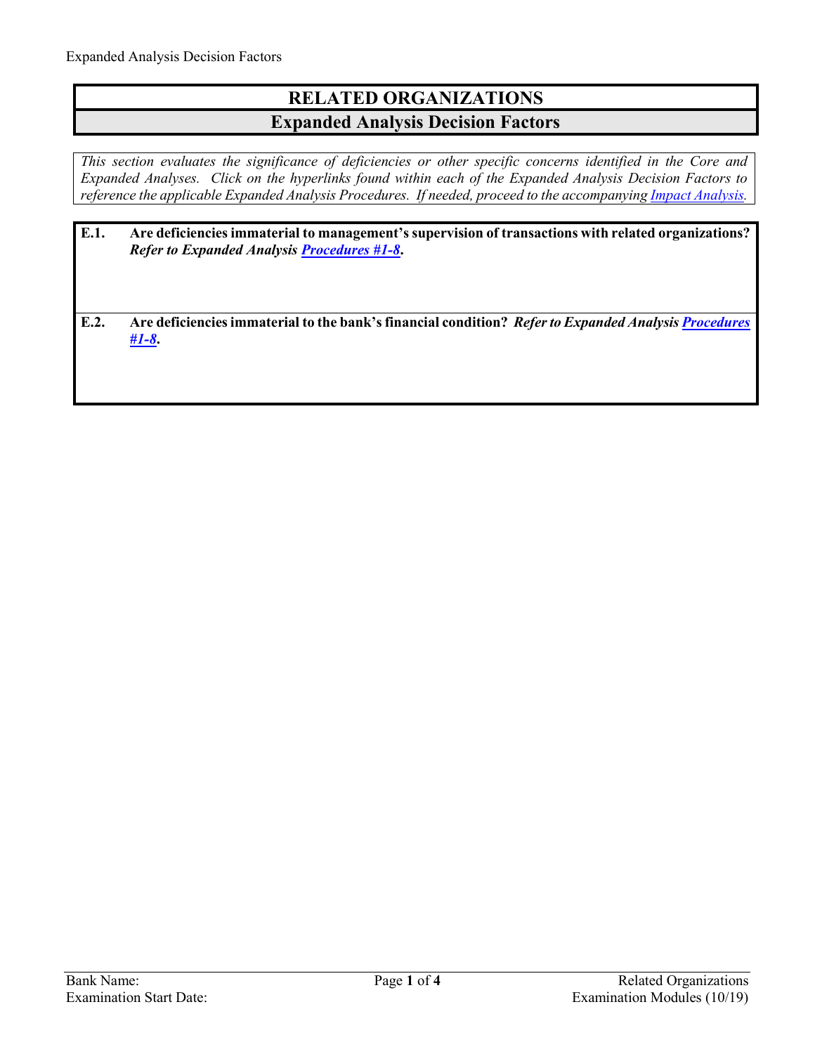# RELATED ORGANIZATIONS

## Expanded Analysis Decision Factors

*This section evaluates the significance of deficiencies or other specific concerns identified in the Core and Expanded Analyses. Click on the hyperlinks found within each of the Expanded Analysis Decision Factors to reference the applicable Expanded Analysis Procedures. If needed, proceed to the accompanying Impact Analysis.*

**E.1. Are deficiencies immaterial to management's supervision of transactions with related organizations? *Refer to Expanded Analysis Procedures #1-8.***

**E.2. Are deficiencies immaterial to the bank's financial condition? *Refer to Expanded Analysis Procedures #1-8.***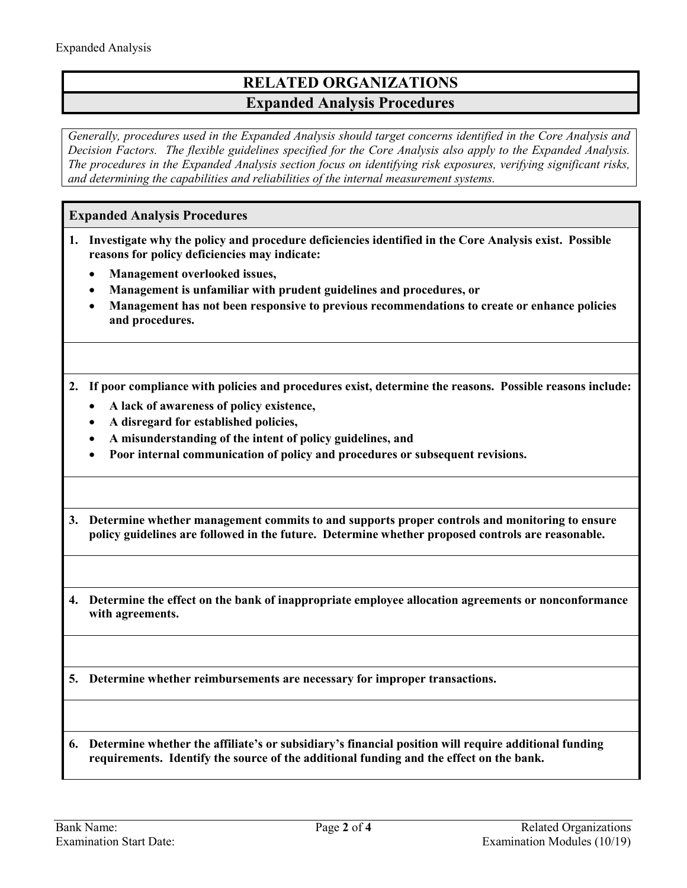# RELATED ORGANIZATIONS

## Expanded Analysis Procedures

*Generally, procedures used in the Expanded Analysis should target concerns identified in the Core Analysis and Decision Factors. The flexible guidelines specified for the Core Analysis also apply to the Expanded Analysis. The procedures in the Expanded Analysis section focus on identifying risk exposures, verifying significant risks, and determining the capabilities and reliabilities of the internal measurement systems.*

### Expanded Analysis Procedures

**1. Investigate why the policy and procedure deficiencies identified in the Core Analysis exist. Possible reasons for policy deficiencies may indicate:**

- **Management overlooked issues,**
- **Management is unfamiliar with prudent guidelines and procedures, or**
- **Management has not been responsive to previous recommendations to create or enhance policies and procedures.**

**2. If poor compliance with policies and procedures exist, determine the reasons. Possible reasons include:**

- **A lack of awareness of policy existence,**
- **A disregard for established policies,**
- **A misunderstanding of the intent of policy guidelines, and**
- **Poor internal communication of policy and procedures or subsequent revisions.**

**3. Determine whether management commits to and supports proper controls and monitoring to ensure policy guidelines are followed in the future. Determine whether proposed controls are reasonable.**

**4. Determine the effect on the bank of inappropriate employee allocation agreements or nonconformance with agreements.**

**5. Determine whether reimbursements are necessary for improper transactions.**

**6. Determine whether the affiliate's or subsidiary's financial position will require additional funding requirements. Identify the source of the additional funding and the effect on the bank.**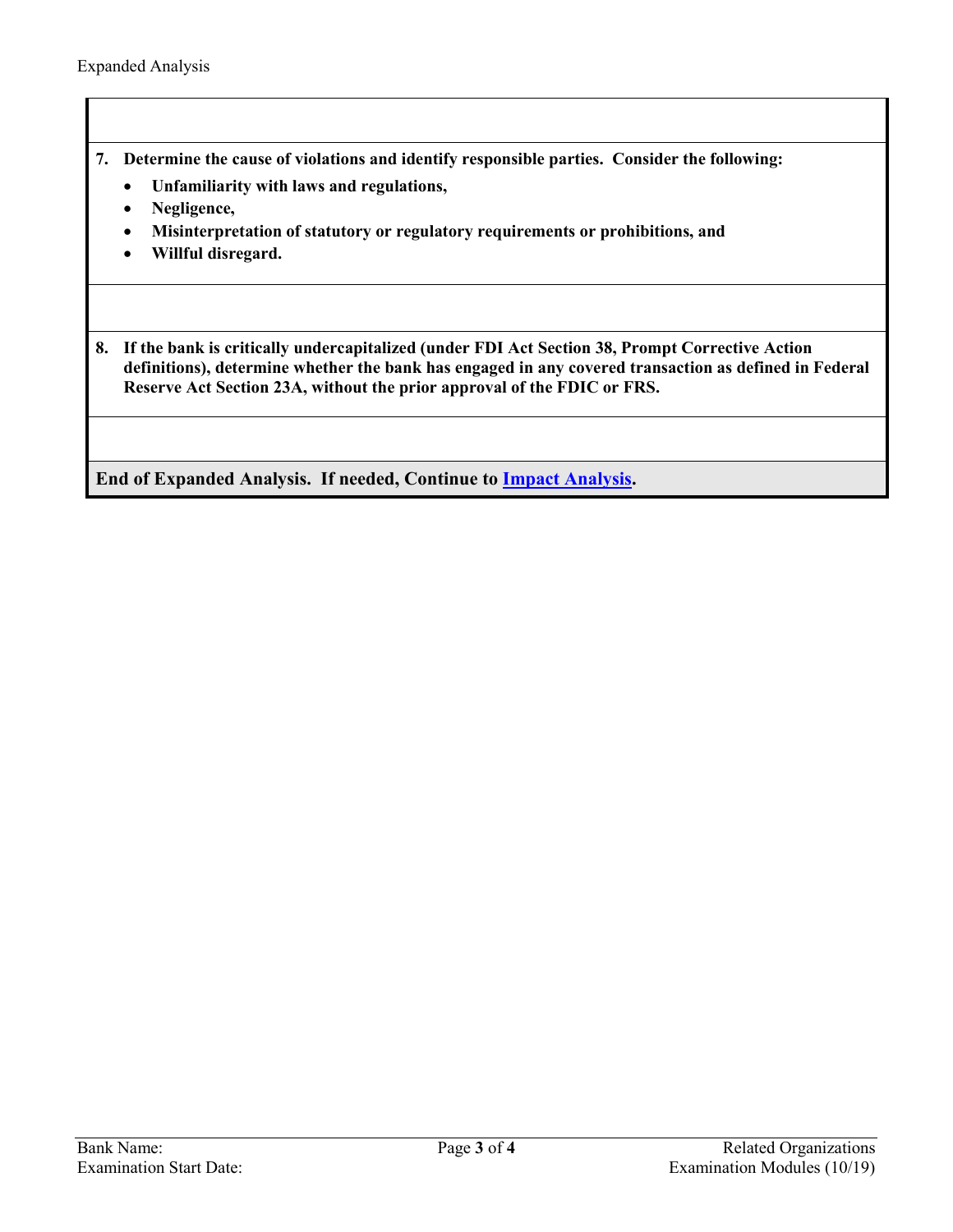7. **Determine the cause of violations and identify responsible parties. Consider the following:**
   - **Unfamiliarity with laws and regulations,**
   - **Negligence,**
   - **Misinterpretation of statutory or regulatory requirements or prohibitions, and**
   - **Willful disregard.**

8. **If the bank is critically undercapitalized (under FDI Act Section 38, Prompt Corrective Action definitions), determine whether the bank has engaged in any covered transaction as defined in Federal Reserve Act Section 23A, without the prior approval of the FDIC or FRS.**

**End of Expanded Analysis. If needed, Continue to Impact Analysis.**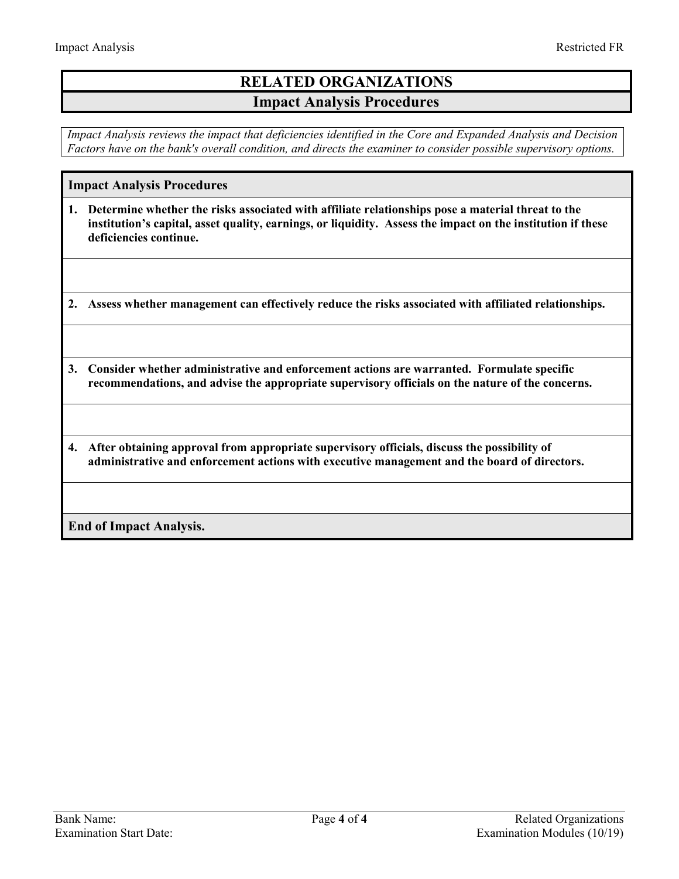# RELATED ORGANIZATIONS

## Impact Analysis Procedures

*Impact Analysis reviews the impact that deficiencies identified in the Core and Expanded Analysis and Decision Factors have on the bank's overall condition, and directs the examiner to consider possible supervisory options.*

| **Impact Analysis Procedures** |
| --- |
| **1. Determine whether the risks associated with affiliate relationships pose a material threat to the institution's capital, asset quality, earnings, or liquidity. Assess the impact on the institution if these deficiencies continue.** |
| |
| **2. Assess whether management can effectively reduce the risks associated with affiliated relationships.** |
| |
| **3. Consider whether administrative and enforcement actions are warranted. Formulate specific recommendations, and advise the appropriate supervisory officials on the nature of the concerns.** |
| |
| **4. After obtaining approval from appropriate supervisory officials, discuss the possibility of administrative and enforcement actions with executive management and the board of directors.** |
| |
| **End of Impact Analysis.** |

Bank Name:
Examination Start Date: